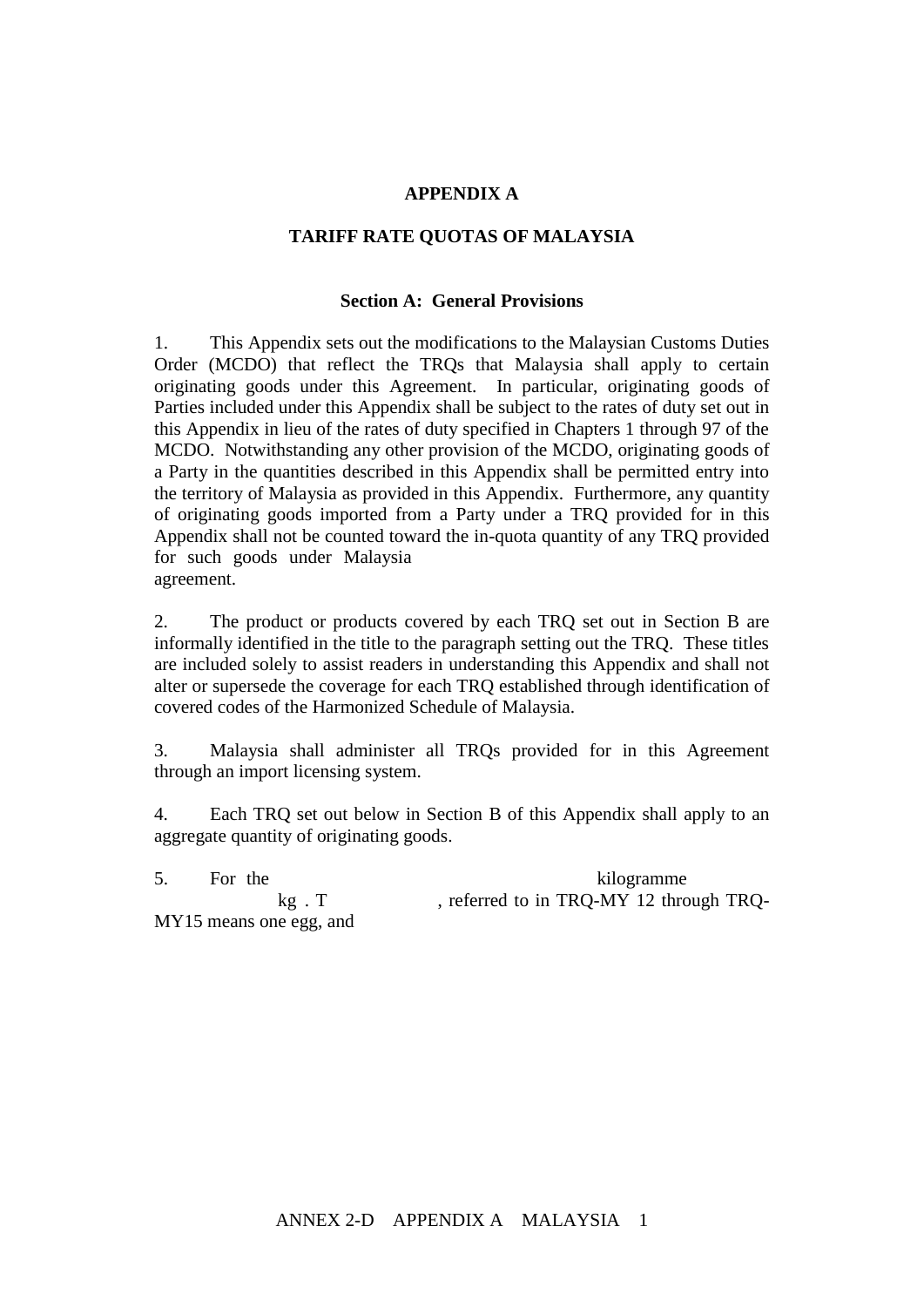# APPENDIX A

## TARIFF RATE QUOTAS OF MALAYSIA

### Section A: General Provisions

1. This Appendix sets out the modifications to the Malaysian Customs Duties Order (MCDO) that reflect the TRQs that Malaysia shall apply to certain originating goods under this Agreement. In particular, originating goods of Parties included under this Appendix shall be subject to the rates of duty set out in this Appendix in lieu of the rates of duty specified in Chapters 1 through 97 of the MCDO. Notwithstanding any other provision of the MCDO, originating goods of a Party in the quantities described in this Appendix shall be permitted entry into the territory of Malaysia as provided in this Appendix. Furthermore, any quantity of originating goods imported from a Party under a TRQ provided for in this Appendix shall not be counted toward the in-quota quantity of any TRQ provided for such goods under Malaysia agreement.

2. The product or products covered by each TRQ set out in Section B are informally identified in the title to the paragraph setting out the TRQ. These titles are included solely to assist readers in understanding this Appendix and shall not alter or supersede the coverage for each TRQ established through identification of covered codes of the Harmonized Schedule of Malaysia.

3. Malaysia shall administer all TRQs provided for in this Agreement through an import licensing system.

4. Each TRQ set out below in Section B of this Appendix shall apply to an aggregate quantity of originating goods.

5. For the kilogramme kg . T , referred to in TRQ-MY 12 through TRQ-MY15 means one egg, and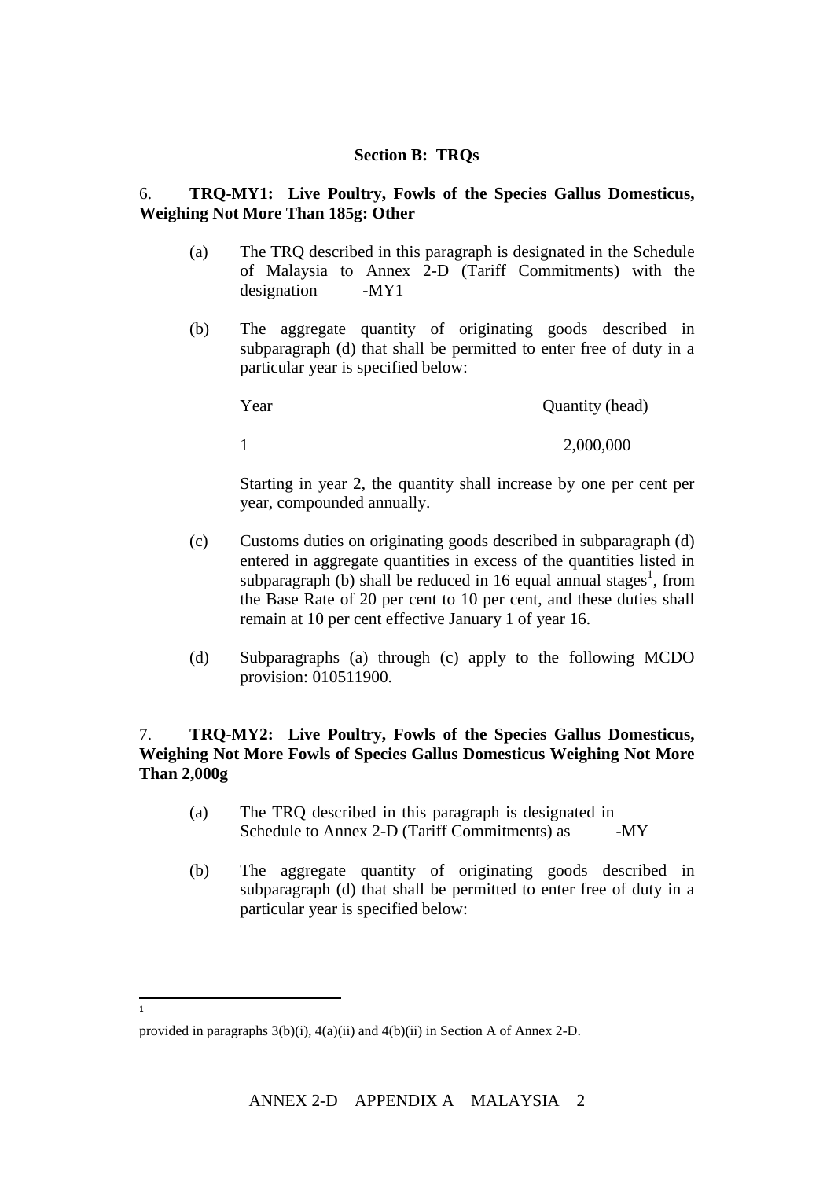## Section B: TRQs

6. **TRQ-MY1: Live Poultry, Fowls of the Species Gallus Domesticus, Weighing Not More Than 185g: Other**

(a) The TRQ described in this paragraph is designated in the Schedule of Malaysia to Annex 2-D (Tariff Commitments) with the designation -MY1

(b) The aggregate quantity of originating goods described in subparagraph (d) that shall be permitted to enter free of duty in a particular year is specified below:

| Year | Quantity (head) |
| --- | --- |
| 1 | 2,000,000 |

Starting in year 2, the quantity shall increase by one per cent per year, compounded annually.

(c) Customs duties on originating goods described in subparagraph (d) entered in aggregate quantities in excess of the quantities listed in subparagraph (b) shall be reduced in 16 equal annual stages[1], from the Base Rate of 20 per cent to 10 per cent, and these duties shall remain at 10 per cent effective January 1 of year 16.

(d) Subparagraphs (a) through (c) apply to the following MCDO provision: 010511900.

7. **TRQ-MY2: Live Poultry, Fowls of the Species Gallus Domesticus, Weighing Not More Fowls of Species Gallus Domesticus Weighing Not More Than 2,000g**

(a) The TRQ described in this paragraph is designated in Schedule to Annex 2-D (Tariff Commitments) as -MY

(b) The aggregate quantity of originating goods described in subparagraph (d) that shall be permitted to enter free of duty in a particular year is specified below:

---

[1] provided in paragraphs 3(b)(i), 4(a)(ii) and 4(b)(ii) in Section A of Annex 2-D.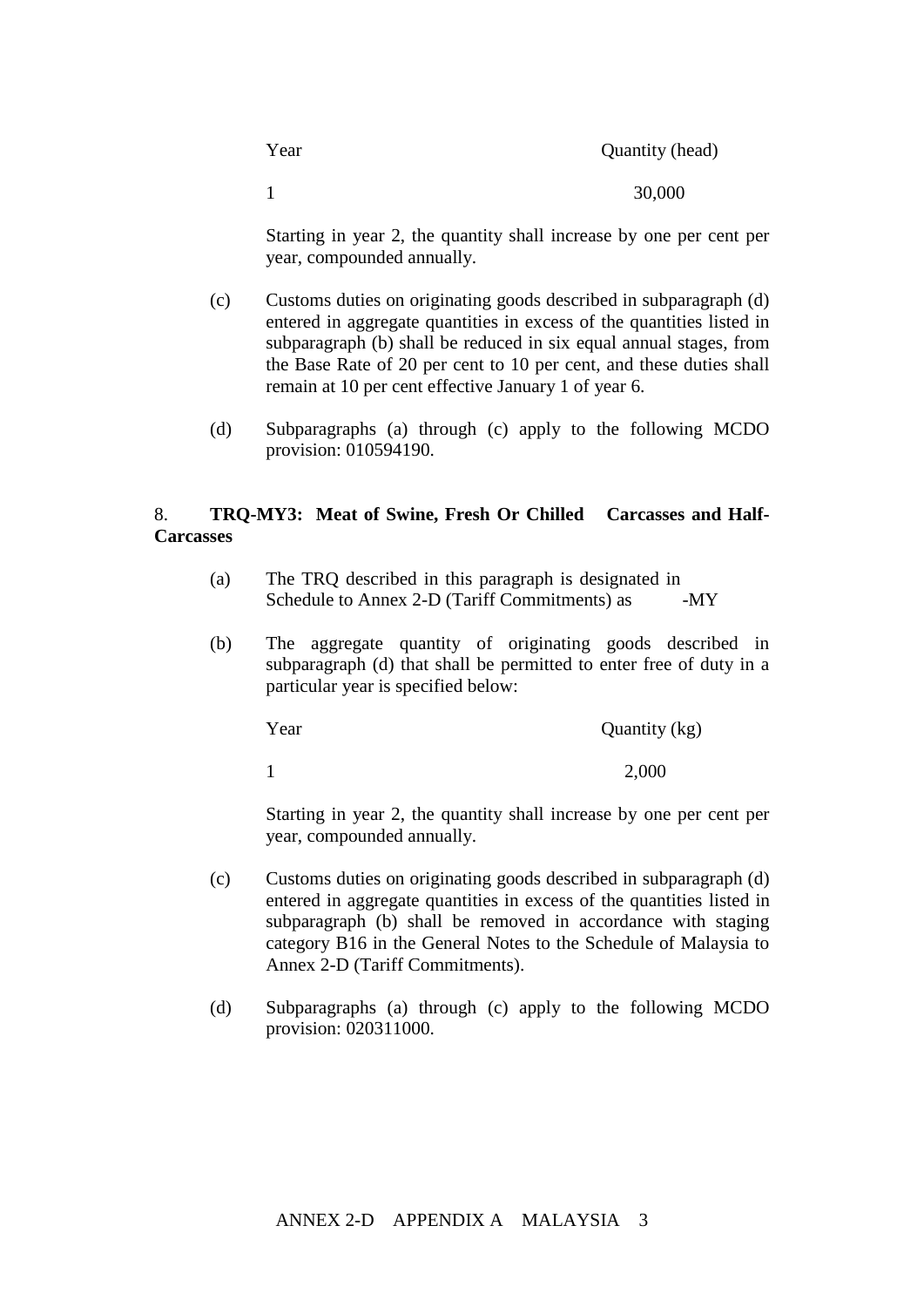| Year | Quantity (head) |
| --- | --- |
| 1 | 30,000 |

Starting in year 2, the quantity shall increase by one per cent per year, compounded annually.

(c) Customs duties on originating goods described in subparagraph (d) entered in aggregate quantities in excess of the quantities listed in subparagraph (b) shall be reduced in six equal annual stages, from the Base Rate of 20 per cent to 10 per cent, and these duties shall remain at 10 per cent effective January 1 of year 6.

(d) Subparagraphs (a) through (c) apply to the following MCDO provision: 010594190.

8. **TRQ-MY3: Meat of Swine, Fresh Or Chilled Carcasses and Half-Carcasses**

(a) The TRQ described in this paragraph is designated in Schedule to Annex 2-D (Tariff Commitments) as -MY

(b) The aggregate quantity of originating goods described in subparagraph (d) that shall be permitted to enter free of duty in a particular year is specified below:

| Year | Quantity (kg) |
| --- | --- |
| 1 | 2,000 |

Starting in year 2, the quantity shall increase by one per cent per year, compounded annually.

(c) Customs duties on originating goods described in subparagraph (d) entered in aggregate quantities in excess of the quantities listed in subparagraph (b) shall be removed in accordance with staging category B16 in the General Notes to the Schedule of Malaysia to Annex 2-D (Tariff Commitments).

(d) Subparagraphs (a) through (c) apply to the following MCDO provision: 020311000.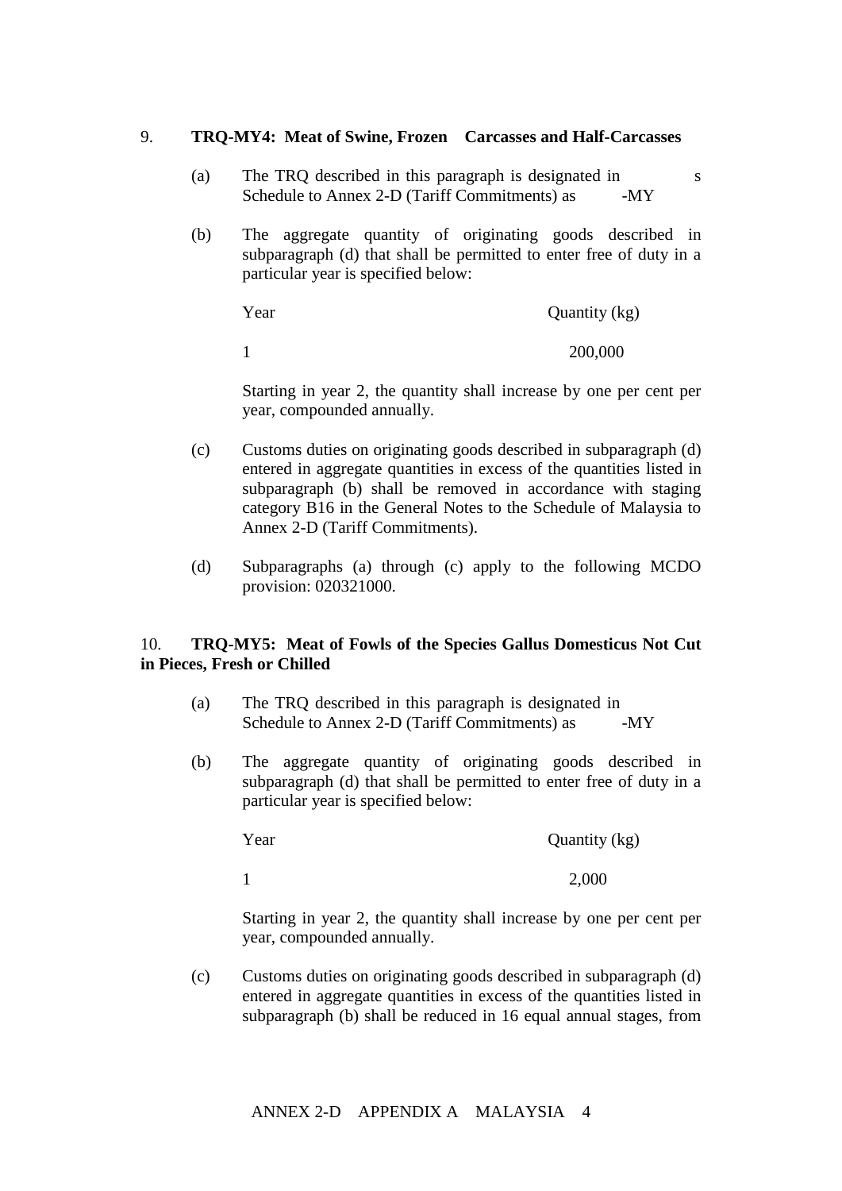9. **TRQ-MY4: Meat of Swine, Frozen Carcasses and Half-Carcasses**

(a) The TRQ described in this paragraph is designated in s Schedule to Annex 2-D (Tariff Commitments) as -MY

(b) The aggregate quantity of originating goods described in subparagraph (d) that shall be permitted to enter free of duty in a particular year is specified below:

| Year | Quantity (kg) |
| --- | --- |
| 1 | 200,000 |

Starting in year 2, the quantity shall increase by one per cent per year, compounded annually.

(c) Customs duties on originating goods described in subparagraph (d) entered in aggregate quantities in excess of the quantities listed in subparagraph (b) shall be removed in accordance with staging category B16 in the General Notes to the Schedule of Malaysia to Annex 2-D (Tariff Commitments).

(d) Subparagraphs (a) through (c) apply to the following MCDO provision: 020321000.

10. **TRQ-MY5: Meat of Fowls of the Species Gallus Domesticus Not Cut in Pieces, Fresh or Chilled**

(a) The TRQ described in this paragraph is designated in Schedule to Annex 2-D (Tariff Commitments) as -MY

(b) The aggregate quantity of originating goods described in subparagraph (d) that shall be permitted to enter free of duty in a particular year is specified below:

| Year | Quantity (kg) |
| --- | --- |
| 1 | 2,000 |

Starting in year 2, the quantity shall increase by one per cent per year, compounded annually.

(c) Customs duties on originating goods described in subparagraph (d) entered in aggregate quantities in excess of the quantities listed in subparagraph (b) shall be reduced in 16 equal annual stages, from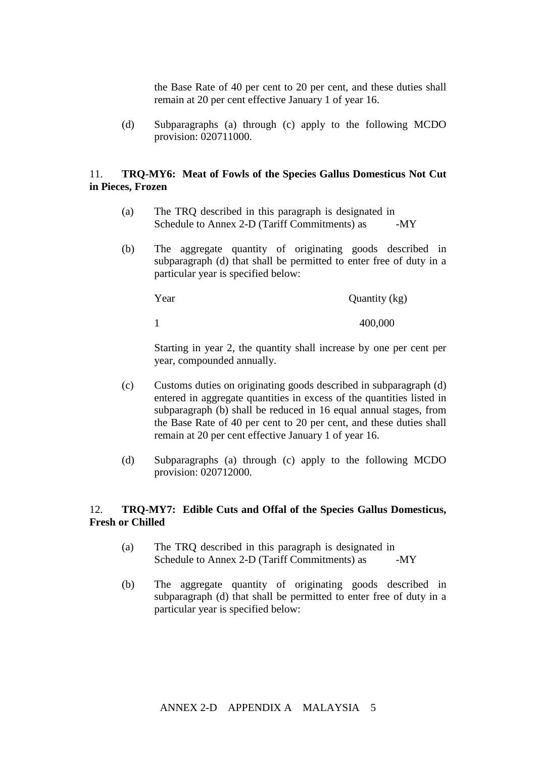the Base Rate of 40 per cent to 20 per cent, and these duties shall remain at 20 per cent effective January 1 of year 16.

(d) Subparagraphs (a) through (c) apply to the following MCDO provision: 020711000.

11. **TRQ-MY6: Meat of Fowls of the Species Gallus Domesticus Not Cut in Pieces, Frozen**

(a) The TRQ described in this paragraph is designated in Schedule to Annex 2-D (Tariff Commitments) as -MY

(b) The aggregate quantity of originating goods described in subparagraph (d) that shall be permitted to enter free of duty in a particular year is specified below:

| Year | Quantity (kg) |
| --- | --- |
| 1 | 400,000 |

Starting in year 2, the quantity shall increase by one per cent per year, compounded annually.

(c) Customs duties on originating goods described in subparagraph (d) entered in aggregate quantities in excess of the quantities listed in subparagraph (b) shall be reduced in 16 equal annual stages, from the Base Rate of 40 per cent to 20 per cent, and these duties shall remain at 20 per cent effective January 1 of year 16.

(d) Subparagraphs (a) through (c) apply to the following MCDO provision: 020712000.

12. **TRQ-MY7: Edible Cuts and Offal of the Species Gallus Domesticus, Fresh or Chilled**

(a) The TRQ described in this paragraph is designated in Schedule to Annex 2-D (Tariff Commitments) as -MY

(b) The aggregate quantity of originating goods described in subparagraph (d) that shall be permitted to enter free of duty in a particular year is specified below: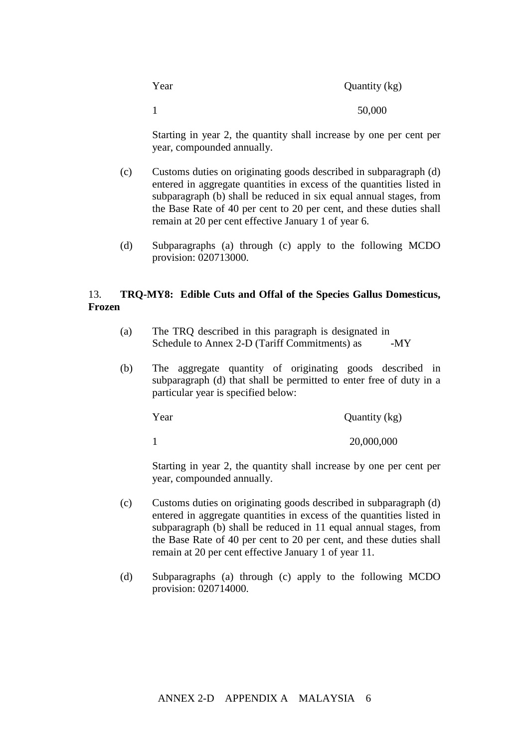| Year | Quantity (kg) |
| --- | --- |
| 1 | 50,000 |

Starting in year 2, the quantity shall increase by one per cent per year, compounded annually.

(c) Customs duties on originating goods described in subparagraph (d) entered in aggregate quantities in excess of the quantities listed in subparagraph (b) shall be reduced in six equal annual stages, from the Base Rate of 40 per cent to 20 per cent, and these duties shall remain at 20 per cent effective January 1 of year 6.

(d) Subparagraphs (a) through (c) apply to the following MCDO provision: 020713000.

13. **TRQ-MY8: Edible Cuts and Offal of the Species Gallus Domesticus, Frozen**

(a) The TRQ described in this paragraph is designated in Schedule to Annex 2-D (Tariff Commitments) as -MY

(b) The aggregate quantity of originating goods described in subparagraph (d) that shall be permitted to enter free of duty in a particular year is specified below:

| Year | Quantity (kg) |
| --- | --- |
| 1 | 20,000,000 |

Starting in year 2, the quantity shall increase by one per cent per year, compounded annually.

(c) Customs duties on originating goods described in subparagraph (d) entered in aggregate quantities in excess of the quantities listed in subparagraph (b) shall be reduced in 11 equal annual stages, from the Base Rate of 40 per cent to 20 per cent, and these duties shall remain at 20 per cent effective January 1 of year 11.

(d) Subparagraphs (a) through (c) apply to the following MCDO provision: 020714000.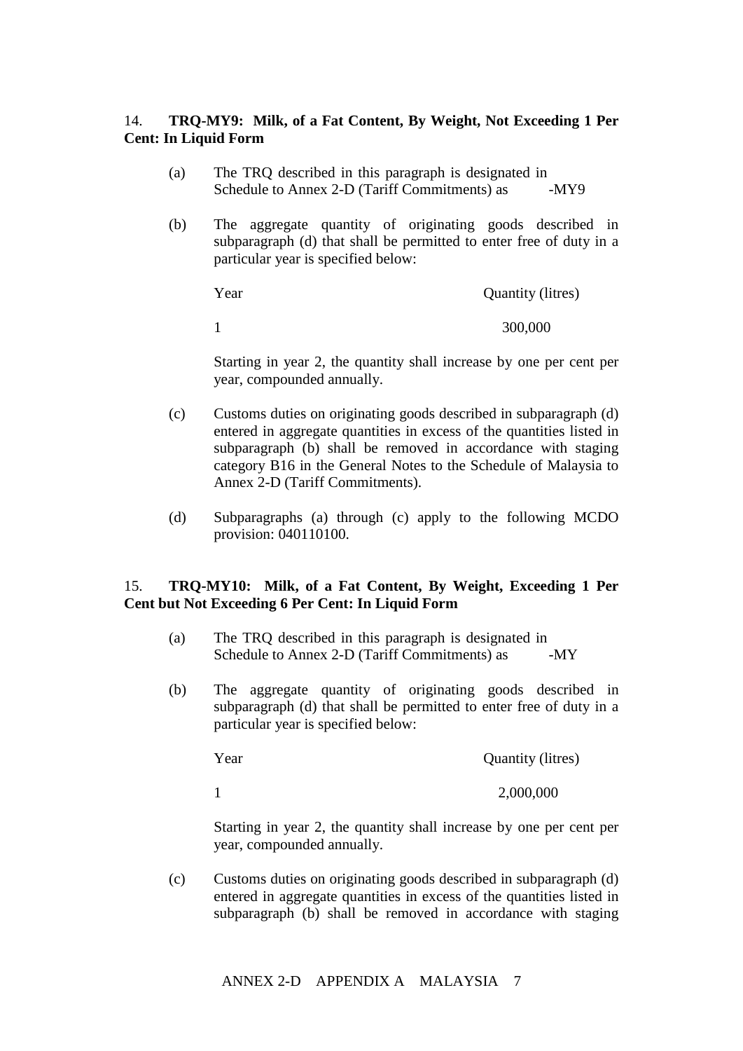14. **TRQ-MY9: Milk, of a Fat Content, By Weight, Not Exceeding 1 Per Cent: In Liquid Form**

(a) The TRQ described in this paragraph is designated in Schedule to Annex 2-D (Tariff Commitments) as -MY9

(b) The aggregate quantity of originating goods described in subparagraph (d) that shall be permitted to enter free of duty in a particular year is specified below:

| Year | Quantity (litres) |
|---|---|
| 1 | 300,000 |

Starting in year 2, the quantity shall increase by one per cent per year, compounded annually.

(c) Customs duties on originating goods described in subparagraph (d) entered in aggregate quantities in excess of the quantities listed in subparagraph (b) shall be removed in accordance with staging category B16 in the General Notes to the Schedule of Malaysia to Annex 2-D (Tariff Commitments).

(d) Subparagraphs (a) through (c) apply to the following MCDO provision: 040110100.

15. **TRQ-MY10: Milk, of a Fat Content, By Weight, Exceeding 1 Per Cent but Not Exceeding 6 Per Cent: In Liquid Form**

(a) The TRQ described in this paragraph is designated in Schedule to Annex 2-D (Tariff Commitments) as -MY

(b) The aggregate quantity of originating goods described in subparagraph (d) that shall be permitted to enter free of duty in a particular year is specified below:

| Year | Quantity (litres) |
|---|---|
| 1 | 2,000,000 |

Starting in year 2, the quantity shall increase by one per cent per year, compounded annually.

(c) Customs duties on originating goods described in subparagraph (d) entered in aggregate quantities in excess of the quantities listed in subparagraph (b) shall be removed in accordance with staging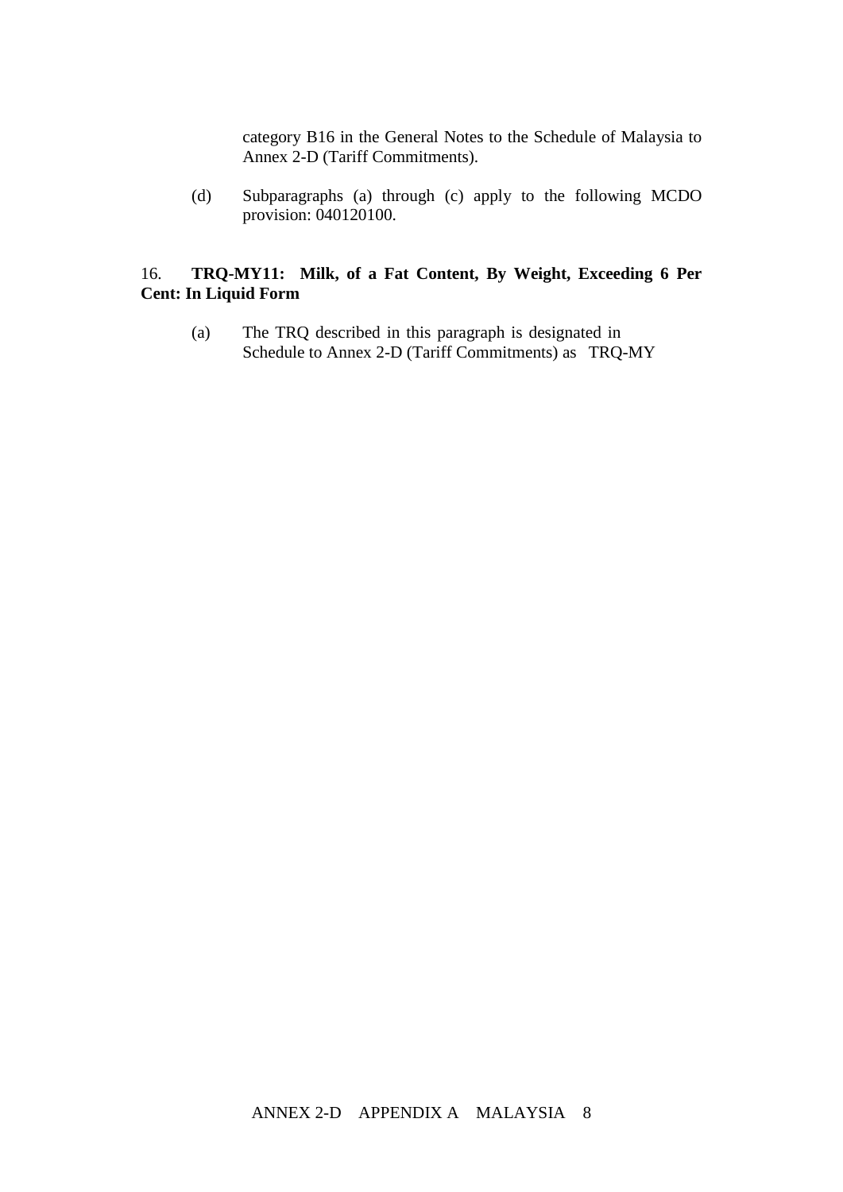category B16 in the General Notes to the Schedule of Malaysia to Annex 2-D (Tariff Commitments).

(d) Subparagraphs (a) through (c) apply to the following MCDO provision: 040120100.

16. **TRQ-MY11: Milk, of a Fat Content, By Weight, Exceeding 6 Per Cent: In Liquid Form**

(a) The TRQ described in this paragraph is designated in Schedule to Annex 2-D (Tariff Commitments) as TRQ-MY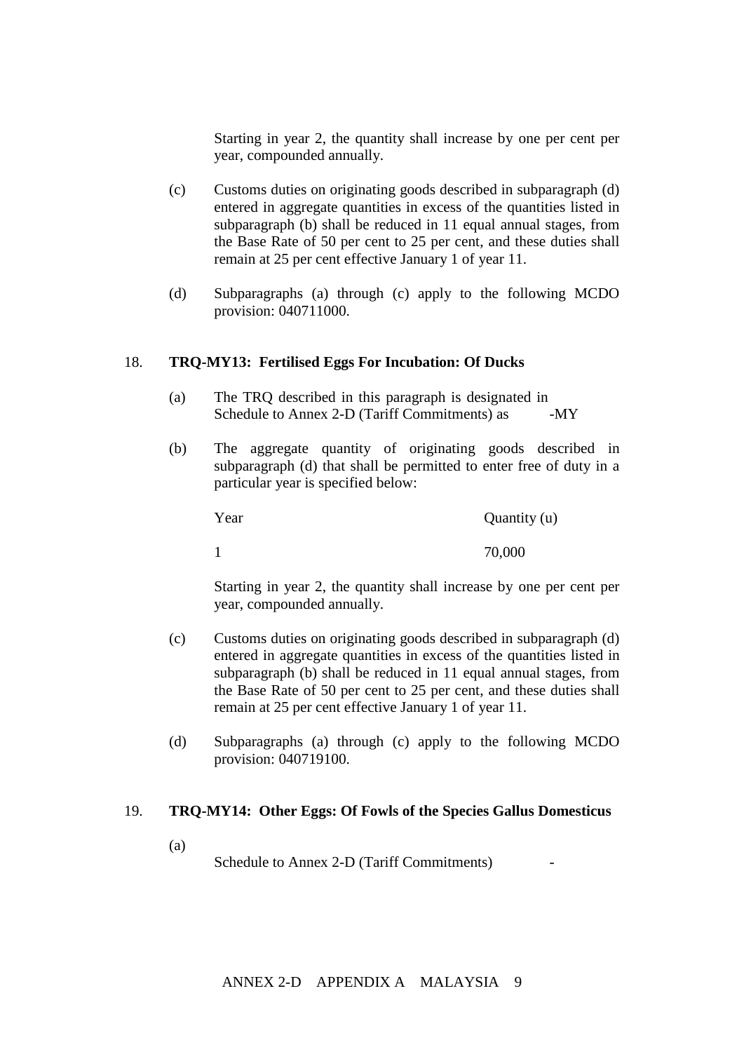Starting in year 2, the quantity shall increase by one per cent per year, compounded annually.

(c) Customs duties on originating goods described in subparagraph (d) entered in aggregate quantities in excess of the quantities listed in subparagraph (b) shall be reduced in 11 equal annual stages, from the Base Rate of 50 per cent to 25 per cent, and these duties shall remain at 25 per cent effective January 1 of year 11.

(d) Subparagraphs (a) through (c) apply to the following MCDO provision: 040711000.

18. **TRQ-MY13: Fertilised Eggs For Incubation: Of Ducks**

(a) The TRQ described in this paragraph is designated in Schedule to Annex 2-D (Tariff Commitments) as -MY

(b) The aggregate quantity of originating goods described in subparagraph (d) that shall be permitted to enter free of duty in a particular year is specified below:

| Year | Quantity (u) |
|---|---|
| 1 | 70,000 |

Starting in year 2, the quantity shall increase by one per cent per year, compounded annually.

(c) Customs duties on originating goods described in subparagraph (d) entered in aggregate quantities in excess of the quantities listed in subparagraph (b) shall be reduced in 11 equal annual stages, from the Base Rate of 50 per cent to 25 per cent, and these duties shall remain at 25 per cent effective January 1 of year 11.

(d) Subparagraphs (a) through (c) apply to the following MCDO provision: 040719100.

19. **TRQ-MY14: Other Eggs: Of Fowls of the Species Gallus Domesticus**

(a) Schedule to Annex 2-D (Tariff Commitments) -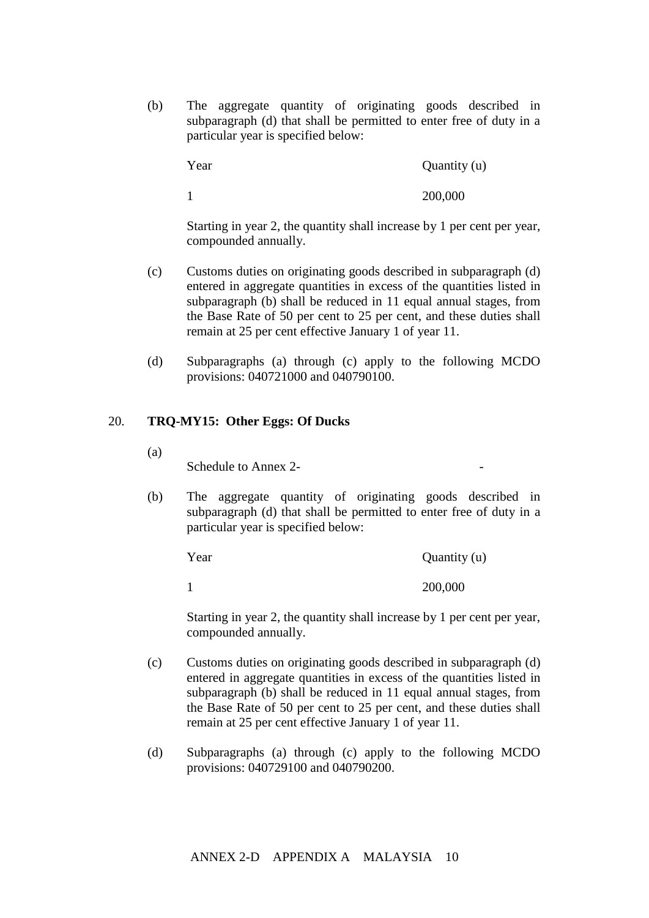(b) The aggregate quantity of originating goods described in subparagraph (d) that shall be permitted to enter free of duty in a particular year is specified below:

| Year | Quantity (u) |
| --- | --- |
| 1 | 200,000 |

Starting in year 2, the quantity shall increase by 1 per cent per year, compounded annually.

(c) Customs duties on originating goods described in subparagraph (d) entered in aggregate quantities in excess of the quantities listed in subparagraph (b) shall be reduced in 11 equal annual stages, from the Base Rate of 50 per cent to 25 per cent, and these duties shall remain at 25 per cent effective January 1 of year 11.

(d) Subparagraphs (a) through (c) apply to the following MCDO provisions: 040721000 and 040790100.

## 20. TRQ-MY15: Other Eggs: Of Ducks

(a)

Schedule to Annex 2- -

(b) The aggregate quantity of originating goods described in subparagraph (d) that shall be permitted to enter free of duty in a particular year is specified below:

| Year | Quantity (u) |
| --- | --- |
| 1 | 200,000 |

Starting in year 2, the quantity shall increase by 1 per cent per year, compounded annually.

(c) Customs duties on originating goods described in subparagraph (d) entered in aggregate quantities in excess of the quantities listed in subparagraph (b) shall be reduced in 11 equal annual stages, from the Base Rate of 50 per cent to 25 per cent, and these duties shall remain at 25 per cent effective January 1 of year 11.

(d) Subparagraphs (a) through (c) apply to the following MCDO provisions: 040729100 and 040790200.